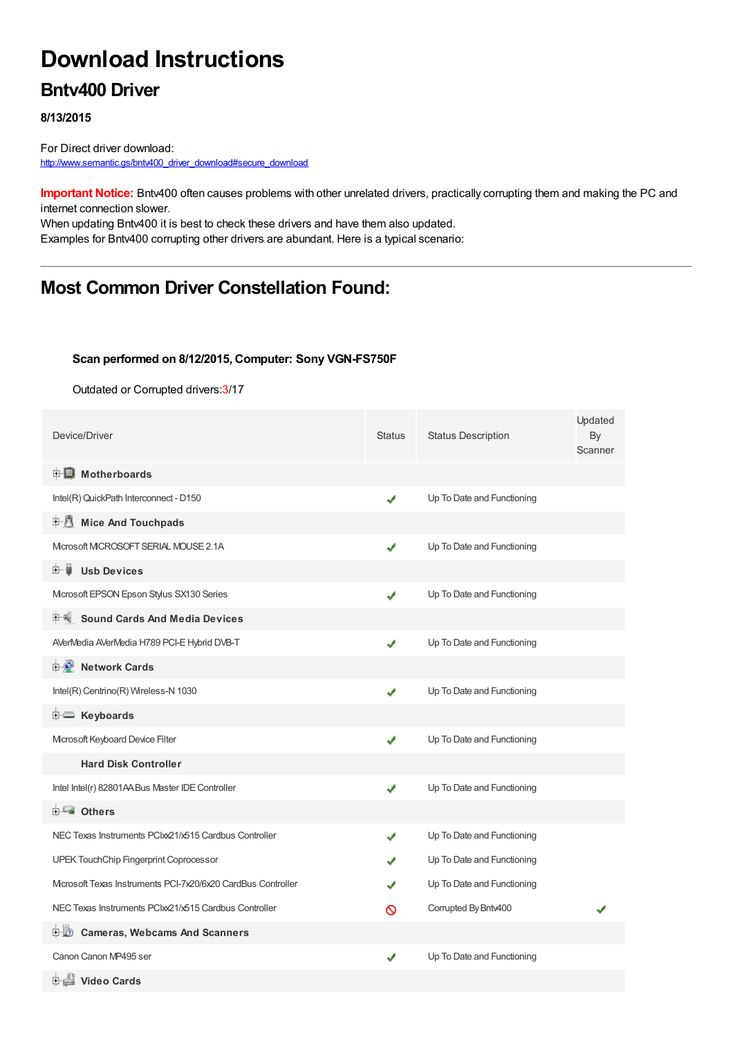# Download Instructions

## Bntv400 Driver

**8/13/2015**

For Direct driver download:
http://www.semantic.gs/bntv400_driver_download#secure_download

**Important Notice:** Bntv400 often causes problems with other unrelated drivers, practically corrupting them and making the PC and internet connection slower.
When updating Bntv400 it is best to check these drivers and have them also updated.
Examples for Bntv400 corrupting other drivers are abundant. Here is a typical scenario:

---

## Most Common Driver Constellation Found:

**Scan performed on 8/12/2015, Computer: Sony VGN-FS750F**

Outdated or Corrupted drivers:3/17

| Device/Driver | Status | Status Description | Updated By Scanner |
|---|---|---|---|
| **Motherboards** | | | |
| Intel(R) QuickPath Interconnect - D150 | ✔ | Up To Date and Functioning | |
| **Mice And Touchpads** | | | |
| Microsoft MICROSOFT SERIAL MOUSE 2.1A | ✔ | Up To Date and Functioning | |
| **Usb Devices** | | | |
| Microsoft EPSON Epson Stylus SX130 Series | ✔ | Up To Date and Functioning | |
| **Sound Cards And Media Devices** | | | |
| AVerMedia AVerMedia H789 PCI-E Hybrid DVB-T | ✔ | Up To Date and Functioning | |
| **Network Cards** | | | |
| Intel(R) Centrino(R) Wireless-N 1030 | ✔ | Up To Date and Functioning | |
| **Keyboards** | | | |
| Microsoft Keyboard Device Filter | ✔ | Up To Date and Functioning | |
| **Hard Disk Controller** | | | |
| Intel Intel(r) 82801AA Bus Master IDE Controller | ✔ | Up To Date and Functioning | |
| **Others** | | | |
| NEC Texas Instruments PCIxx21/x515 Cardbus Controller | ✔ | Up To Date and Functioning | |
| UPEK TouchChip Fingerprint Coprocessor | ✔ | Up To Date and Functioning | |
| Microsoft Texas Instruments PCI-7x20/6x20 CardBus Controller | ✔ | Up To Date and Functioning | |
| NEC Texas Instruments PCIxx21/x515 Cardbus Controller | 🚫 | Corrupted By Bntv400 | ✔ |
| **Cameras, Webcams And Scanners** | | | |
| Canon Canon MP495 ser | ✔ | Up To Date and Functioning | |
| **Video Cards** | | | |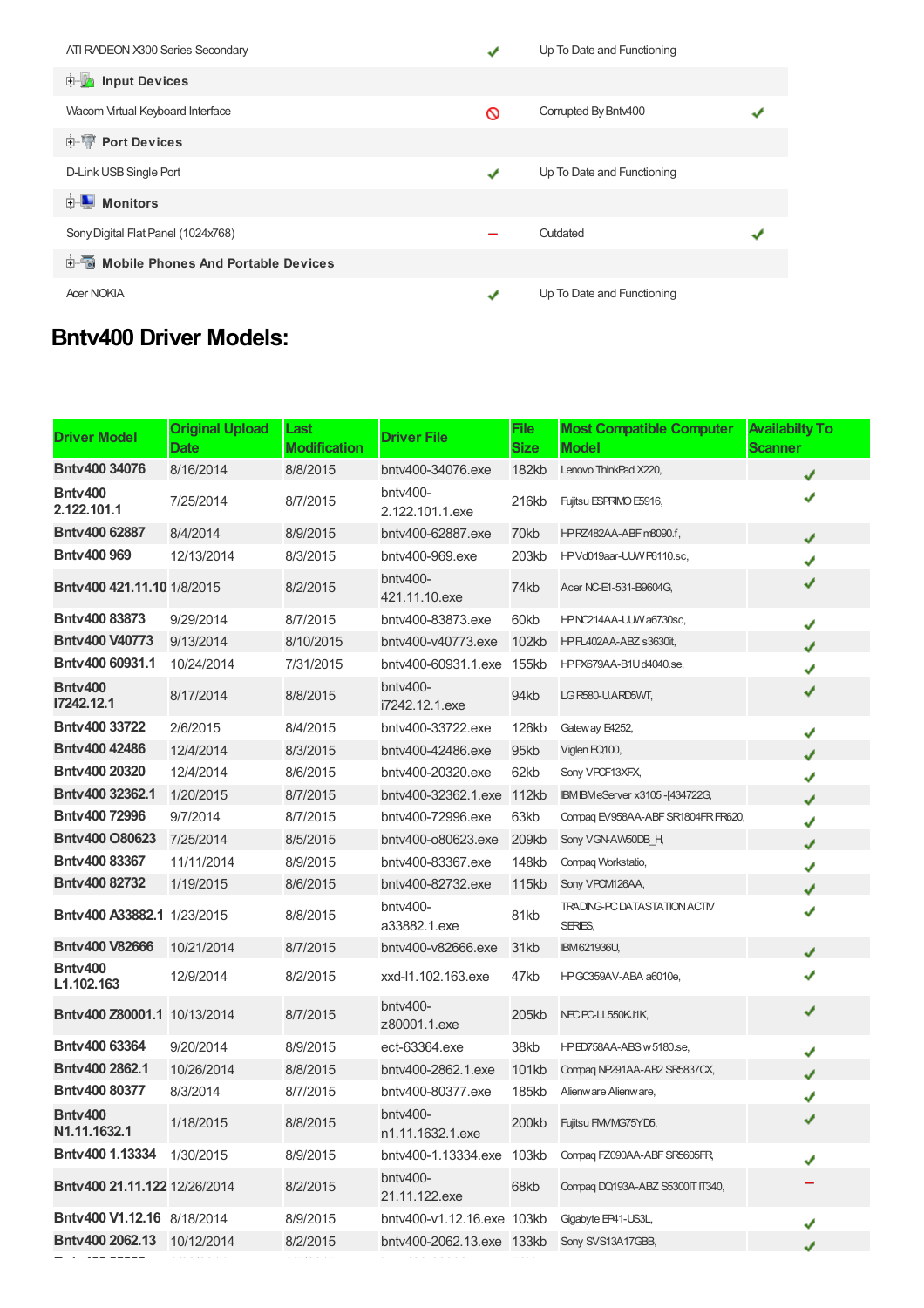| | | | |
|---|---|---|---|
| ATI RADEON X300 Series Secondary | ✔ | Up To Date and Functioning | |
| **Input Devices** | | | |
| Wacom Virtual Keyboard Interface | 🚫 | Corrupted By Bntv400 | ✔ |
| **Port Devices** | | | |
| D-Link USB Single Port | ✔ | Up To Date and Functioning | |
| **Monitors** | | | |
| Sony Digital Flat Panel (1024x768) | – | Outdated | ✔ |
| **Mobile Phones And Portable Devices** | | | |
| Acer NOKIA | ✔ | Up To Date and Functioning | |

## Bntv400 Driver Models:

| Driver Model | Original Upload Date | Last Modification | Driver File | File Size | Most Compatible Computer Model | Availabilty To Scanner |
|---|---|---|---|---|---|---|
| **Bntv400 34076** | 8/16/2014 | 8/8/2015 | bntv400-34076.exe | 182kb | Lenovo ThinkPad X220, | ✔ |
| **Bntv400 2.122.101.1** | 7/25/2014 | 8/7/2015 | bntv400-2.122.101.1.exe | 216kb | Fujitsu ESPRIMO E5916, | ✔ |
| **Bntv400 62887** | 8/4/2014 | 8/9/2015 | bntv400-62887.exe | 70kb | HP RZ482AA-ABF m8090.f, | ✔ |
| **Bntv400 969** | 12/13/2014 | 8/3/2015 | bntv400-969.exe | 203kb | HP Vd019aar-UUW P6110.sc, | ✔ |
| **Bntv400 421.11.10** | 1/8/2015 | 8/2/2015 | bntv400-421.11.10.exe | 74kb | Acer NC-E1-531-B9604G, | ✔ |
| **Bntv400 83873** | 9/29/2014 | 8/7/2015 | bntv400-83873.exe | 60kb | HP NC214AA-UUW a6730sc, | ✔ |
| **Bntv400 V40773** | 9/13/2014 | 8/10/2015 | bntv400-v40773.exe | 102kb | HP FL402AA-ABZ s3630it, | ✔ |
| **Bntv400 60931.1** | 10/24/2014 | 7/31/2015 | bntv400-60931.1.exe | 155kb | HP PX679AA-B1U d4040.se, | ✔ |
| **Bntv400 I7242.12.1** | 8/17/2014 | 8/8/2015 | bntv400-i7242.12.1.exe | 94kb | LG R580-U.ARD5WT, | ✔ |
| **Bntv400 33722** | 2/6/2015 | 8/4/2015 | bntv400-33722.exe | 126kb | Gateway E4252, | ✔ |
| **Bntv400 42486** | 12/4/2014 | 8/3/2015 | bntv400-42486.exe | 95kb | Viglen EQ100, | ✔ |
| **Bntv400 20320** | 12/4/2014 | 8/6/2015 | bntv400-20320.exe | 62kb | Sony VPCF13XFX, | ✔ |
| **Bntv400 32362.1** | 1/20/2015 | 8/7/2015 | bntv400-32362.1.exe | 112kb | IBM IBM eServer x3105 -[434722G, | ✔ |
| **Bntv400 72996** | 9/7/2014 | 8/7/2015 | bntv400-72996.exe | 63kb | Compaq EV958AA-ABF SR1804FR FR620, | ✔ |
| **Bntv400 O80623** | 7/25/2014 | 8/5/2015 | bntv400-o80623.exe | 209kb | Sony VGN-AW50DB_H, | ✔ |
| **Bntv400 83367** | 11/11/2014 | 8/9/2015 | bntv400-83367.exe | 148kb | Compaq Workstatio, | ✔ |
| **Bntv400 82732** | 1/19/2015 | 8/6/2015 | bntv400-82732.exe | 115kb | Sony VPCM126AA, | ✔ |
| **Bntv400 A33882.1** | 1/23/2015 | 8/8/2015 | bntv400-a33882.1.exe | 81kb | TRADING-PC DATASTATION ACTIV SERIES, | ✔ |
| **Bntv400 V82666** | 10/21/2014 | 8/7/2015 | bntv400-v82666.exe | 31kb | IBM 621936U, | ✔ |
| **Bntv400 L1.102.163** | 12/9/2014 | 8/2/2015 | xxd-l1.102.163.exe | 47kb | HP GC359AV-ABA a6010e, | ✔ |
| **Bntv400 Z80001.1** | 10/13/2014 | 8/7/2015 | bntv400-z80001.1.exe | 205kb | NEC PC-LL550KJ1K, | ✔ |
| **Bntv400 63364** | 9/20/2014 | 8/9/2015 | ect-63364.exe | 38kb | HP ED758AA-ABS w5180.se, | ✔ |
| **Bntv400 2862.1** | 10/26/2014 | 8/8/2015 | bntv400-2862.1.exe | 101kb | Compaq NP291AA-AB2 SR5837CX, | ✔ |
| **Bntv400 80377** | 8/3/2014 | 8/7/2015 | bntv400-80377.exe | 185kb | Alienware Alienware, | ✔ |
| **Bntv400 N1.11.1632.1** | 1/18/2015 | 8/8/2015 | bntv400-n1.11.1632.1.exe | 200kb | Fujitsu FMVMG75YD5, | ✔ |
| **Bntv400 1.13334** | 1/30/2015 | 8/9/2015 | bntv400-1.13334.exe | 103kb | Compaq FZ090AA-ABF SR5605FR, | ✔ |
| **Bntv400 21.11.122** | 12/26/2014 | 8/2/2015 | bntv400-21.11.122.exe | 68kb | Compaq DQ193A-ABZ S5300IT IT340, | – |
| **Bntv400 V1.12.16** | 8/18/2014 | 8/9/2015 | bntv400-v1.12.16.exe | 103kb | Gigabyte EP41-US3L, | ✔ |
| **Bntv400 2062.13** | 10/12/2014 | 8/2/2015 | bntv400-2062.13.exe | 133kb | Sony SVS13A17GBB, | ✔ |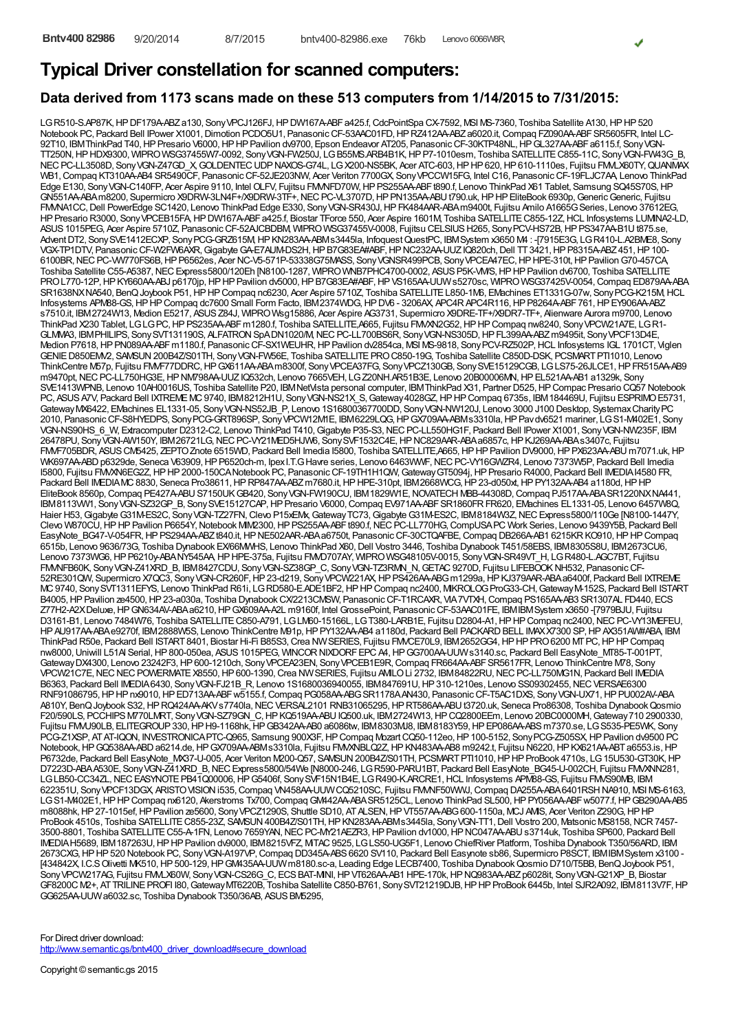| Bntv400 82986 | 9/20/2014 | 8/7/2015 | bntv400-82986.exe | 76kb | Lenovo 6066W8R, | ✔ |
|---|---|---|---|---|---|---|

# Typical Driver constellation for scanned computers:

## Data derived from 1173 scans made on these 513 computers from 1/14/2015 to 7/31/2015:

LG R510-S.AP87K, HP DF179A-ABZ a130, Sony VPCJ126FJ, HP DW167A-ABF a425.f, CdcPointSpa CX-7592, MSI MS-7360, Toshiba Satellite A130, HP HP 520 Notebook PC, Packard Bell IPower X1001, Dimotion PCDO5U1, Panasonic CF-53AAC01FD, HP RZ412AA-ABZ a6020.it, Compaq FZ090AA-ABF SR5605FR, Intel LC-92T10, IBM ThinkPad T40, HP Presario V6000, HP HP Pavilion dv9700, Epson Endeavor AT205, Panasonic CF-30KTP48NL, HP GL327AA-ABF a6115.f, Sony VGN-TT250N, HP HDX9300, WIPRO WSG37455W7-0092, Sony VGN-FW250J, LG B55MS.ARB4B1K, HP P7-1010esm, Toshiba SATELLITE C855-11C, Sony VGN-FW43G_B, NEC PC-LL3508D, Sony VGN-Z47GD_X, GOLDENTEC UDP NAXOS-G74L, LG X200-NS5BK, Acer ATC-603, HP HP 620, HP 610-1110es, Fujitsu FMVLX60TY, QUANMAX WB1, Compaq KT310AA-AB4 SR5490CF, Panasonic CF-52JE203NW, Acer Veriton 7700GX, Sony VPCCW15FG, Intel C16, Panasonic CF-19FLJC7AA, Lenovo ThinkPad Edge E130, Sony VGN-C140FP, Acer Aspire 9110, Intel OLFV, Fujitsu FMVNFD70W, HP PS255AA-ABF t890.f, Lenovo ThinkPad X61 Tablet, Samsung SQ45S70S, HP GN551AA-ABA m8200, Supermicro X9DRW-3LN4F+/X9DRW-3TF+, NEC PC-VL3707D, HP PN135AA-ABU t790.uk, HP HP EliteBook 6930p, Generic Generic, Fujitsu FMVNA1CC, Dell PowerEdge SC1420, Lenovo ThinkPad Edge E330, Sony VGN-SR430J, HP FK484AAR-ABA m9400t, Fujitsu Amilo A1665G Series, Lenovo 37612EG, HP Presario R3000, Sony VPCEB15FA, HP DW167A-ABF a425.f, Biostar TForce 550, Acer Aspire 1601M, Toshiba SATELLITE C855-12Z, HCL Infosystems LUMINA2-LD, ASUS 1015PEG, Acer Aspire 5710Z, Panasonic CF-52AJCBDBM, WIPRO WSG37455V-0008, Fujitsu CELSIUS H265, Sony PCV-HS72B, HP PS347AA-B1U t875.se, Advent DT2, Sony SVE1412ECXP, Sony PCG-GRZ615M, HP KN283AA-ABM s3445la, Infoquest QuestPC, IBM System x3650 M4 : -[7915E3G, LG R410-L.A2BME8, Sony VGX-TP1DTV, Panasonic CF-W2FW6AXR, Gigabyte GA-E7AUM-DS2H, HP B7G83EA#ABF, HP NC232AA-UUZ IQ820ch, Dell TT 3421, HP P8315A-ABZ 451, HP 100-6100BR, NEC PC-VW770FS6B, HP P6562es, Acer NC-V5-571P-53338G75MASS, Sony VGNSR499PCB, Sony VPCEA47EC, HP HPE-310t, HP Pavilion G70-457CA, Toshiba Satellite C55-A5387, NEC Express5800/120Eh [N8100-1287, WIPRO WNB7PHC4700-0002, ASUS P5K-VM/S, HP HP Pavilion dv6700, Toshiba SATELLITE PRO L770-12P, HP KY660AA-ABJ p6170jp, HP HP Pavilion dv5000, HP B7G83EA#ABF, HP VS165AA-UUW s5270sc, WIPRO WSG37425V-0054, Compaq ED879AA-ABA SR1638NX NA540, BenQ Joybook P51, HP HP Compaq nc6230, Acer Aspire 5710Z, Toshiba SATELLITE L850-1M6, EMachines ET1331G-07w, Sony PCG-K215M, HCL Infosystems APM88-GS, HP HP Compaq dc7600 Small Form Facto, IBM 2374WDG, HP DV6 - 3206AX, APC4R APC4R116, HP P8264A-ABF 761, HP EY906AA-ABZ s7510.it, IBM 2724W13, Medion E5217, ASUS Z84J, WIPRO Wsg15886, Acer Aspire AG3731, Supermicro X9DRE-TF+/X9DR7-TF+, Alienware Aurora m9700, Lenovo ThinkPad X230 Tablet, LG LG PC, HP PS235AA-ABF m1280.f, Toshiba SATELLITE A665, Fujitsu FMVXN2G52, HP HP Compaq nw8240, Sony VPCW21A7E, LG R1-GLMMA3, IBM PHILIPS, Sony SVT131190S, ALFATRON SpA DN1020/M, NEC PC-LL700BS6R, Sony VGN-NS305D, HP FL399AA-ABZ m9495it, Sony VPCF13D4E, Medion P7618, HP PN089AA-ABF m1180.f, Panasonic CF-SX1WEUHR, HP Pavilion dv2854ca, MSI MS-9818, Sony PCV-RZ502P, HCL Infosystems ELG 1701CT, Viglen GENIE D850EMV2, SAMSUN 200B4Z/S01TH, Sony VGN-FW56E, Toshiba SATELLITE PRO C850-19G, Toshiba Satellite C850D-DSK, PCSMART PTI1010, Lenovo ThinkCentre M57p, Fujitsu FMVF77DDRC, HP GX611AA-ABA m8300f, Sony VPCEA37FG, Sony VPCZ130GB, Sony SVE15129CGB, LG LS75-26JLCE1, HP FR515AA-AB9 m9470pt, NEC PC-LL750HG3E, HP NM798AA-UUZ IQ532ch, Lenovo 7665VEH, LG Z20NH.AR51B3E, Lenovo 20B00006MN, HP EL521AA-AB1 a1329k, Sony SVE1413WPNB, Lenovo 10AH0016US, Toshiba Satellite P20, IBM NetVista personal computer, IBM ThinkPad X31, Partner D525, HP Compac Presario CQ57 Notebook PC, ASUS A7V, Packard Bell IXTREME MC 9740, IBM 8212H1U, Sony VGN-NS21X_S, Gateway 4028GZ, HP HP Compaq 6735s, IBM 184469U, Fujitsu ESPRIMO E5731, Gateway MX6422, EMachines EL1331-05, Sony VGN-NS52JB_P, Lenovo 1S16800367700DD, Sony VGN-NW120J, Lenovo 3000 J100 Desktop, Systemax Charity PC 2010, Panasonic CF-S8HYEDPS, Sony PCG-GRT896SP, Sony VPCW12M1E, IBM 6229LQG, HP GX709AA-ABM s3310la, HP Pav dv6521 mariner, LG S1-M402E1, Sony VGN-NS90HS_6_W, Extracomputer D2312-C2, Lenovo ThinkPad T410, Gigabyte P35-S3, NEC PC-LL550HG1F, Packard Bell IPower X1001, Sony VGN-NW235F, IBM 26478PU, Sony VGN-AW150Y, IBM 26721LG, NEC PC-VY21MED5HJW6, Sony SVF1532C4E, HP NC829AAR-ABA a6857c, HP KJ269AA-ABA s3407c, Fujitsu FMVF705BDR, ASUS CM5425, ZEPTO Znote 6515WD, Packard Bell Imedia I5800, Toshiba SATELLITE A665, HP HP Pavilion DV9000, HP PX623AA-ABU m7071.uk, HP WK697AA-ABD p6329de, Seneca V63909, HP P6520ch-m, Ipex I.T.G Havre series, Lenovo 6463WWF, NEC PC-VY16GWZR4, Lenovo 7373W5P, Packard Bell Imedia I5800, Fujitsu FMVXN6EG2Z, HP HP 2000-150CA Notebook PC, Panasonic CF-19TH1H1QW, Gateway GT5094j, HP Presario R4000, Packard Bell IMEDIA I4580 FR, Packard Bell IMEDIA MC 8830, Seneca Pro38611, HP RP847AA-ABZ m7680.it, HP HPE-310pt, IBM 2668WCG, HP 23-d050xt, HP PY132AA-AB4 a1180d, HP HP EliteBook 8560p, Compaq PE427A-ABU S7150UK GB420, Sony VGN-FW190CU, IBM 1829W1E, NOVATECH MBB-44308D, Compaq PJ517AA-ABA SR1220NX NA441, IBM 8113WW1, Sony VGN-SZ32GP_B, Sony SVE15127CAP, HP Presario V6000, Compaq EV971AA-ABF SR1860FR FR620, EMachines EL1331-05, Lenovo 6457W8Q, Haier H53, Gigabyte G31M-ES2C, Sony VGN-TZ27FN, Clevo P15xEMx, Gateway TC73, Gigabyte G31M-ES2C, IBM 8184W3Z, NEC Express5800/110Ge [N8100-1447Y, Clevo W870CU, HP HP Pavilion P6654Y, Notebook MIM2300, HP PS255AA-ABF t890.f, NEC PC-LL770HG, CompUSA PC Work Series, Lenovo 9439Y5B, Packard Bell EasyNote_BG47-V-054FR, HP PS294AA-ABZ t840.it, HP NE502AAR-ABA a6750t, Panasonic CF-30CTQAFBE, Compaq DB266A-AB1 6215KR KO910, HP HP Compaq 6515b, Lenovo 9636/73G, Toshiba Dynabook EX/66MWHS, Lenovo ThinkPad X60, Dell Vostro 3446, Toshiba Dynabook T451/58EBS, IBM 8305S8U, IBM 2673CU6, Lenovo 7373WG6, HP P6210y-ABA NY545AA, HP HPE-375a, Fujitsu FMVD707AY, WIPRO WSG48105V-0015, Sony VGN-SR49VT_H, LG R480-L.AGC7BT, Fujitsu FMVNFB60K, Sony VGN-Z41XRD_B, IBM 8427CDU, Sony VGN-SZ38GP_C, Sony VGN-TZ3RMN_N, GETAC 9270D, Fujitsu LIFEBOOK NH532, Panasonic CF-52RE301QW, Supermicro X7QC3, Sony VGN-CR260F, HP 23-d219, Sony VPCW221AX, HP PS426AA-ABG m1299a, HP KJ379AAR-ABA a6400f, Packard Bell IXTREME MC 9740, Sony SVT1311EFYS, Lenovo ThinkPad R61i, LG RD580-E.ADE1BF2, HP HP Compaq nc2400, MIKROLOG ProG33-CH, Gateway M-152S, Packard Bell ISTART B4005, HP Pavilion ze4500, HP 23-a030a, Toshiba Dynabook CX/2213CMSW, Panasonic CF-T1RCAXR, VIA 7VTXH, Compaq PS165AA-AB3 SR1307AL FD440, ECS Z77H2-A2X Deluxe, HP GN634AV-ABA a6210, HP GX609AA-A2L m9160f, Intel GrossePoint, Panasonic CF-53AAC01FE, IBM IBM System x3650 -[7979BJU, Fujitsu D3161-B1, Lenovo 7484W76, Toshiba SATELLITE C850-A791, LG LM60-15166L, LG T380-LARB1E, Fujitsu D2804-A1, HP HP Compaq nc2400, NEC PC-VY13MEFEU, HP AU917AA-ABA e9270f, IBM 2888W5S, Lenovo ThinkCentre M91p, HP PY132AA-AB4 a1180d, Packard Bell PACKARD BELL IMAX X7300 SP, HP AX351AW#ABA, IBM ThinkPad R50e, Packard Bell ISTART 8401, Biostar Hi-Fi B85S3, Crea NW SERIES, Fujitsu FMVCE70L9, IBM 2652GG4, HP HP PRO 6200 MT PC, HP HP Compaq nw8000, Uniwill L51AI Serial, HP 800-050ea, ASUS 1015PEG, WINCOR NIXDORF EPC A4, HP GG700AA-UUW s3140.sc, Packard Bell EasyNote_MT85-T-001PT, Gateway DX4300, Lenovo 23242F3, HP 600-1210ch, Sony VPCEA23EN, Sony VPCEB1E9R, Compaq FR664AA-ABF SR5617FR, Lenovo ThinkCentre M78, Sony VPCW21C7E, NEC NEC POWERMATE X8550, HP 600-1390, Crea NW SERIES, Fujitsu AMILO Li 2732, IBM 84822RU, NEC PC-LL750MG1N, Packard Bell IMEDIA B6363, Packard Bell IMEDIA 6430, Sony VGN-FJ21B_R, Lenovo 1S1680036940055, IBM 847691U, HP 310-1210es, Lenovo SS09302455, NEC VERSAE6300 RNF91086795, HP HP nx9010, HP ED713AA-ABF w5155.f, Compaq PG058AA-ABG SR1178A AN430, Panasonic CF-T5AC1DXS, Sony VGN-UX71, HP PU002AV-ABA A810Y, BenQ Joybook S32, HP RQ424AA-AKV s7740la, NEC VERSAL2101 RNB31065295, HP RT586AA-ABU t3720.uk, Seneca Pro86308, Toshiba Dynabook Qosmio F20/590LS, PCCHIPS M770LMRT, Sony VGN-SZ79GN_C, HP KQ519AA-ABU IQ500.uk, IBM 2724W13, HP CQ2800EEm, Lenovo 20BC0000MH, Gateway 710 2900330, Fujitsu FMVU90LB, ELITEGROUP 330, HP H9-1168hk, HP GB342AA-AB0 a6086tw, IBM 8303MJ8, IBM 8183Y59, HP EP086AA-ABS m7370.se, LG S535-PE5WK, Sony PCG-Z1XSP, AT AT-IQON, INVESTRONICA PTC-Q965, Samsung 900X3F, HP Compaq Mozart CQ50-112eo, HP 100-5152, Sony PCG-Z505SX, HP Pavilion dv9500 PC Notebook, HP GQ538AA-ABD a6214.de, HP GX709AA-ABM s3310la, Fujitsu FMVXNBLQ2Z, HP KN483AA-AB8 m9242.t, Fujitsu N6220, HP KX621AA-ABT a6553.is, HP P6732de, Packard Bell EasyNote_MX37-U-005, Acer Veriton M200-Q57, SAMSUN 200B4Z/S01TH, PCSMART PTI1010, HP HP ProBook 4710s, LG 15U530-GT30K, HP D7223D-ABA A530E, Sony VGN-Z41XRD_B, NEC Express5800/54We [N8000-246, LG R590-PARU1BT, Packard Bell EasyNote_BG45-U-002CH, Fujitsu FMVXNN281, LG LB50-CC34ZL, NEC EASYNOTE PB41Q00006, HP G5406f, Sony SVF15N1B4E, LG R490-K.ARCRE1, HCL Infosystems APM88-GS, Fujitsu FMVS90MB, IBM 622351U, Sony VPCF13DGX, ARISTO VISION i535, Compaq VN458AA-UUW CQ5210SC, Fujitsu FMVNF50WWJ, Compaq DA255A-ABA 6401RSH NA910, MSI MS-6163, LG S1-M402E1, HP HP Compaq nx6120, Akerstroms Tx700, Compaq GM442AA-ABA SR5125CL, Lenovo ThinkPad SL500, HP PY056AA-ABF w5077.f, HP GB290AA-AB5 m8088hk, HP 27-1015ef, HP Pavilion ze5600, Sony VPCZ1290S, Shuttle SD10, AT ALSEN, HP VT557AA-ABG 600-1150a, MCJ AMIS, Acer Veriton Z290G, HP HP ProBook 4510s, Toshiba SATELLITE C855-23Z, SAMSUN 400B4Z/S01TH, HP KN283AA-ABM s3445la, Sony VGN-TT1, Dell Vostro 200, Matsonic MS8158, NCR 7457-3500-8801, Toshiba SATELLITE C55-A-1FN, Lenovo 7659YAN, NEC PC-MY21AEZR3, HP Pavilion dv1000, HP NC047AA-ABU s3714uk, Toshiba SP600, Packard Bell IMEDIA H5689, IBM 187263U, HP HP Pavilion dv9000, IBM 8215VFZ, MITAC 9525, LG LS50-UG5F1, Lenovo ChiefRiver Platform, Toshiba Dynabook T350/56ARD, IBM 2673CXG, HP HP 520 Notebook PC, Sony VGN-A197VP, Compaq DD345A-ABS 6620 SV110, Packard Bell Easynote sb86, Supermicro P8SCT, IBM IBM System x3100 -[434842X I.C.S Olivetti MK510, HP 500-129, HP GM435AA-UUW m8180.sc-a, Leading Edge LECB7400, Toshiba Dynabook Qosmio D710/T5BB, BenQ Joybook P51, Sony VPCW217AG, Fujitsu FMVLX60W, Sony VGN-CS26G_C, ECS BAT-MINI, HP VT626AA-AB1 HPE-170k, HP NQ983AA-ABZ p6028it, Sony VGN-G21XP_B, Biostar GF8200C M2+, AT TRILINE PROFI I80, Gateway MT6220B, Toshiba Satellite C850-B761, Sony SVT21219DJB, HP HP ProBook 6445b, Intel SJR2A092, IBM 8113V7F, HP GG625AA-UUW a6032.sc, Toshiba Dynabook T350/36AB, ASUS BM5295,

For Direct driver download:
[http://www.semantic.gs/bntv400_driver_download#secure_download](http://www.semantic.gs/bntv400_driver_download#secure_download)

Copyright © semantic.gs 2015